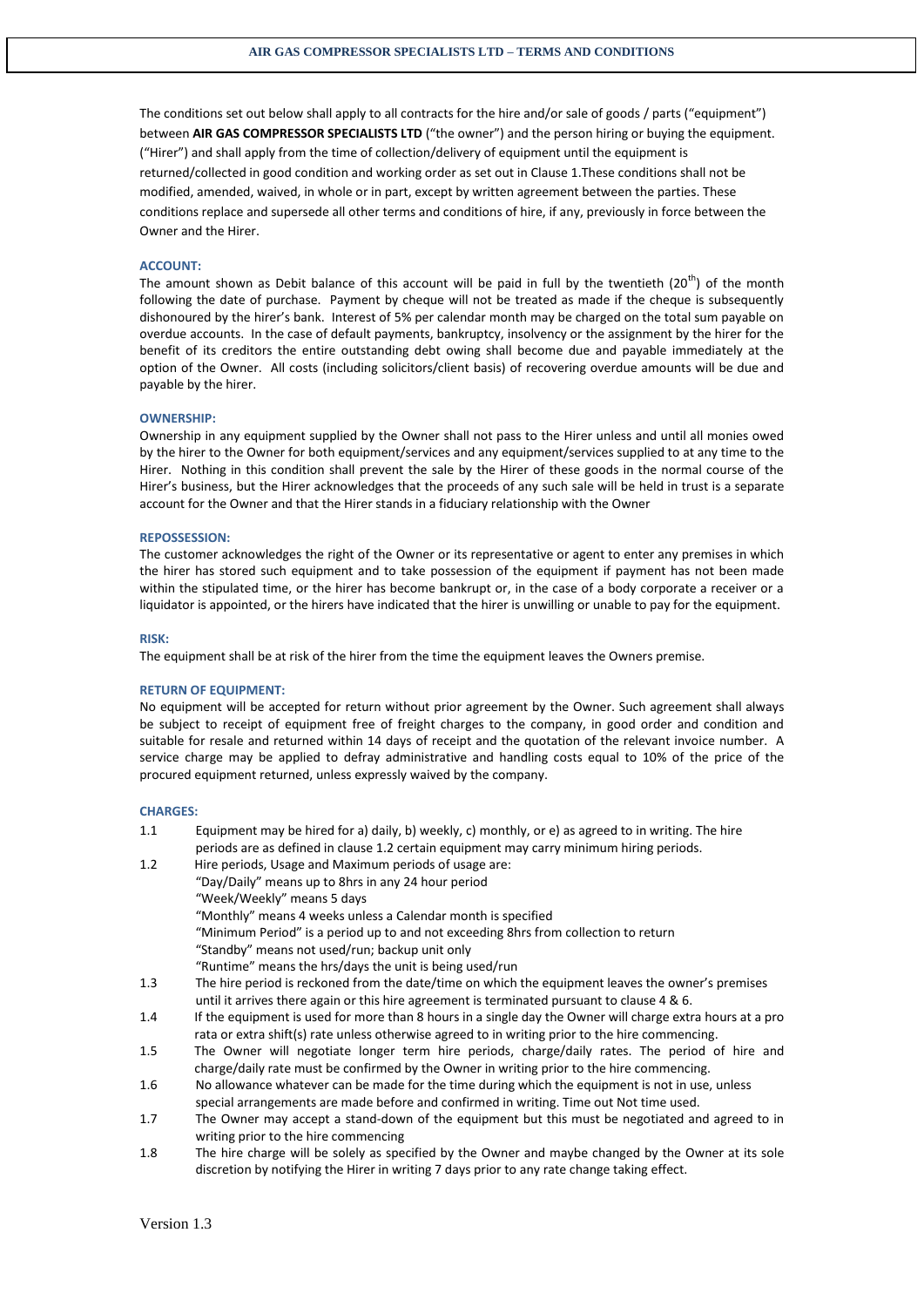# AIR GAS COMPRESSOR SPECIALISTS LTD – TERMS AND CONDITIONS

The conditions set out below shall apply to all contracts for the hire and/or sale of goods / parts ("equipment") between **AIR GAS COMPRESSOR SPECIALISTS LTD** ("the owner") and the person hiring or buying the equipment. ("Hirer") and shall apply from the time of collection/delivery of equipment until the equipment is returned/collected in good condition and working order as set out in Clause 1.These conditions shall not be modified, amended, waived, in whole or in part, except by written agreement between the parties. These conditions replace and supersede all other terms and conditions of hire, if any, previously in force between the Owner and the Hirer.

### ACCOUNT:

The amount shown as Debit balance of this account will be paid in full by the twentieth (20th) of the month following the date of purchase. Payment by cheque will not be treated as made if the cheque is subsequently dishonoured by the hirer's bank. Interest of 5% per calendar month may be charged on the total sum payable on overdue accounts. In the case of default payments, bankruptcy, insolvency or the assignment by the hirer for the benefit of its creditors the entire outstanding debt owing shall become due and payable immediately at the option of the Owner. All costs (including solicitors/client basis) of recovering overdue amounts will be due and payable by the hirer.

### OWNERSHIP:

Ownership in any equipment supplied by the Owner shall not pass to the Hirer unless and until all monies owed by the hirer to the Owner for both equipment/services and any equipment/services supplied to at any time to the Hirer. Nothing in this condition shall prevent the sale by the Hirer of these goods in the normal course of the Hirer's business, but the Hirer acknowledges that the proceeds of any such sale will be held in trust is a separate account for the Owner and that the Hirer stands in a fiduciary relationship with the Owner

### REPOSSESSION:

The customer acknowledges the right of the Owner or its representative or agent to enter any premises in which the hirer has stored such equipment and to take possession of the equipment if payment has not been made within the stipulated time, or the hirer has become bankrupt or, in the case of a body corporate a receiver or a liquidator is appointed, or the hirers have indicated that the hirer is unwilling or unable to pay for the equipment.

### RISK:

The equipment shall be at risk of the hirer from the time the equipment leaves the Owners premise.

### RETURN OF EQUIPMENT:

No equipment will be accepted for return without prior agreement by the Owner. Such agreement shall always be subject to receipt of equipment free of freight charges to the company, in good order and condition and suitable for resale and returned within 14 days of receipt and the quotation of the relevant invoice number. A service charge may be applied to defray administrative and handling costs equal to 10% of the price of the procured equipment returned, unless expressly waived by the company.

### CHARGES:

1.1 Equipment may be hired for a) daily, b) weekly, c) monthly, or e) as agreed to in writing. The hire periods are as defined in clause 1.2 certain equipment may carry minimum hiring periods.

1.2 Hire periods, Usage and Maximum periods of usage are:
"Day/Daily" means up to 8hrs in any 24 hour period
"Week/Weekly" means 5 days
"Monthly" means 4 weeks unless a Calendar month is specified
"Minimum Period" is a period up to and not exceeding 8hrs from collection to return
"Standby" means not used/run; backup unit only
"Runtime" means the hrs/days the unit is being used/run

1.3 The hire period is reckoned from the date/time on which the equipment leaves the owner's premises until it arrives there again or this hire agreement is terminated pursuant to clause 4 & 6.

1.4 If the equipment is used for more than 8 hours in a single day the Owner will charge extra hours at a pro rata or extra shift(s) rate unless otherwise agreed to in writing prior to the hire commencing.

1.5 The Owner will negotiate longer term hire periods, charge/daily rates. The period of hire and charge/daily rate must be confirmed by the Owner in writing prior to the hire commencing.

1.6 No allowance whatever can be made for the time during which the equipment is not in use, unless special arrangements are made before and confirmed in writing. Time out Not time used.

1.7 The Owner may accept a stand-down of the equipment but this must be negotiated and agreed to in writing prior to the hire commencing

1.8 The hire charge will be solely as specified by the Owner and maybe changed by the Owner at its sole discretion by notifying the Hirer in writing 7 days prior to any rate change taking effect.

Version 1.3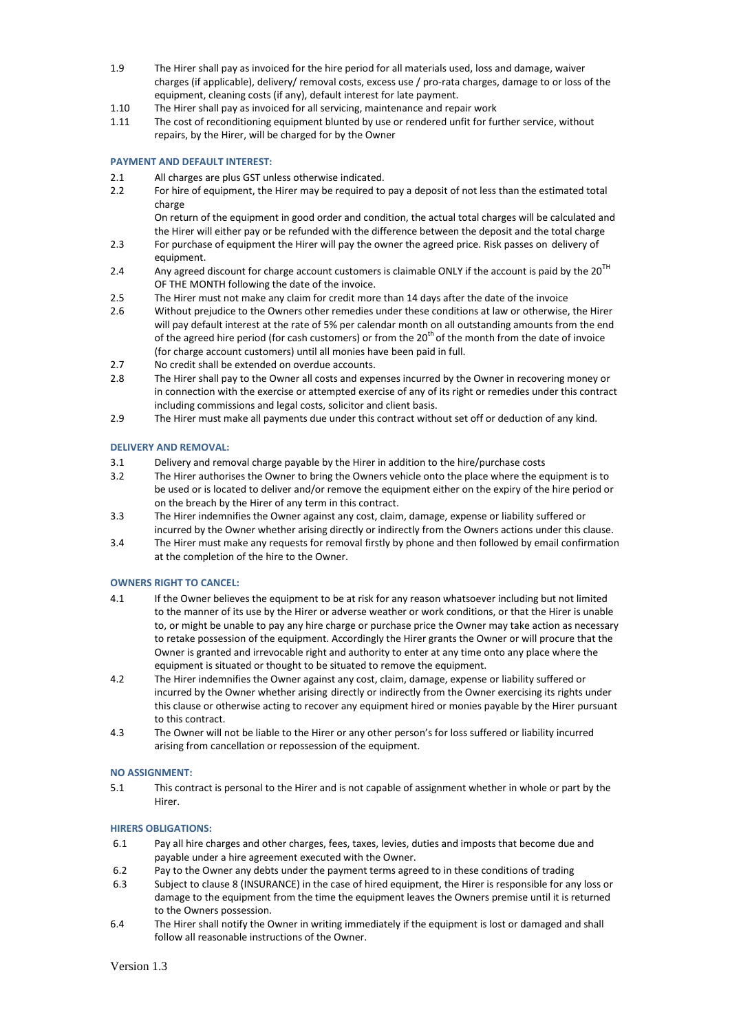1.9 The Hirer shall pay as invoiced for the hire period for all materials used, loss and damage, waiver charges (if applicable), delivery/ removal costs, excess use / pro-rata charges, damage to or loss of the equipment, cleaning costs (if any), default interest for late payment.

1.10 The Hirer shall pay as invoiced for all servicing, maintenance and repair work

1.11 The cost of reconditioning equipment blunted by use or rendered unfit for further service, without repairs, by the Hirer, will be charged for by the Owner

#### PAYMENT AND DEFAULT INTEREST:

2.1 All charges are plus GST unless otherwise indicated.

2.2 For hire of equipment, the Hirer may be required to pay a deposit of not less than the estimated total charge

On return of the equipment in good order and condition, the actual total charges will be calculated and the Hirer will either pay or be refunded with the difference between the deposit and the total charge

2.3 For purchase of equipment the Hirer will pay the owner the agreed price. Risk passes on delivery of equipment.

2.4 Any agreed discount for charge account customers is claimable ONLY if the account is paid by the 20TH OF THE MONTH following the date of the invoice.

2.5 The Hirer must not make any claim for credit more than 14 days after the date of the invoice

2.6 Without prejudice to the Owners other remedies under these conditions at law or otherwise, the Hirer will pay default interest at the rate of 5% per calendar month on all outstanding amounts from the end of the agreed hire period (for cash customers) or from the 20th of the month from the date of invoice (for charge account customers) until all monies have been paid in full.

2.7 No credit shall be extended on overdue accounts.

2.8 The Hirer shall pay to the Owner all costs and expenses incurred by the Owner in recovering money or in connection with the exercise or attempted exercise of any of its right or remedies under this contract including commissions and legal costs, solicitor and client basis.

2.9 The Hirer must make all payments due under this contract without set off or deduction of any kind.

#### DELIVERY AND REMOVAL:

3.1 Delivery and removal charge payable by the Hirer in addition to the hire/purchase costs

3.2 The Hirer authorises the Owner to bring the Owners vehicle onto the place where the equipment is to be used or is located to deliver and/or remove the equipment either on the expiry of the hire period or on the breach by the Hirer of any term in this contract.

3.3 The Hirer indemnifies the Owner against any cost, claim, damage, expense or liability suffered or incurred by the Owner whether arising directly or indirectly from the Owners actions under this clause.

3.4 The Hirer must make any requests for removal firstly by phone and then followed by email confirmation at the completion of the hire to the Owner.

#### OWNERS RIGHT TO CANCEL:

4.1 If the Owner believes the equipment to be at risk for any reason whatsoever including but not limited to the manner of its use by the Hirer or adverse weather or work conditions, or that the Hirer is unable to, or might be unable to pay any hire charge or purchase price the Owner may take action as necessary to retake possession of the equipment. Accordingly the Hirer grants the Owner or will procure that the Owner is granted and irrevocable right and authority to enter at any time onto any place where the equipment is situated or thought to be situated to remove the equipment.

4.2 The Hirer indemnifies the Owner against any cost, claim, damage, expense or liability suffered or incurred by the Owner whether arising directly or indirectly from the Owner exercising its rights under this clause or otherwise acting to recover any equipment hired or monies payable by the Hirer pursuant to this contract.

4.3 The Owner will not be liable to the Hirer or any other person's for loss suffered or liability incurred arising from cancellation or repossession of the equipment.

#### NO ASSIGNMENT:

5.1 This contract is personal to the Hirer and is not capable of assignment whether in whole or part by the Hirer.

#### HIRERS OBLIGATIONS:

6.1 Pay all hire charges and other charges, fees, taxes, levies, duties and imposts that become due and payable under a hire agreement executed with the Owner.

6.2 Pay to the Owner any debts under the payment terms agreed to in these conditions of trading

6.3 Subject to clause 8 (INSURANCE) in the case of hired equipment, the Hirer is responsible for any loss or damage to the equipment from the time the equipment leaves the Owners premise until it is returned to the Owners possession.

6.4 The Hirer shall notify the Owner in writing immediately if the equipment is lost or damaged and shall follow all reasonable instructions of the Owner.

Version 1.3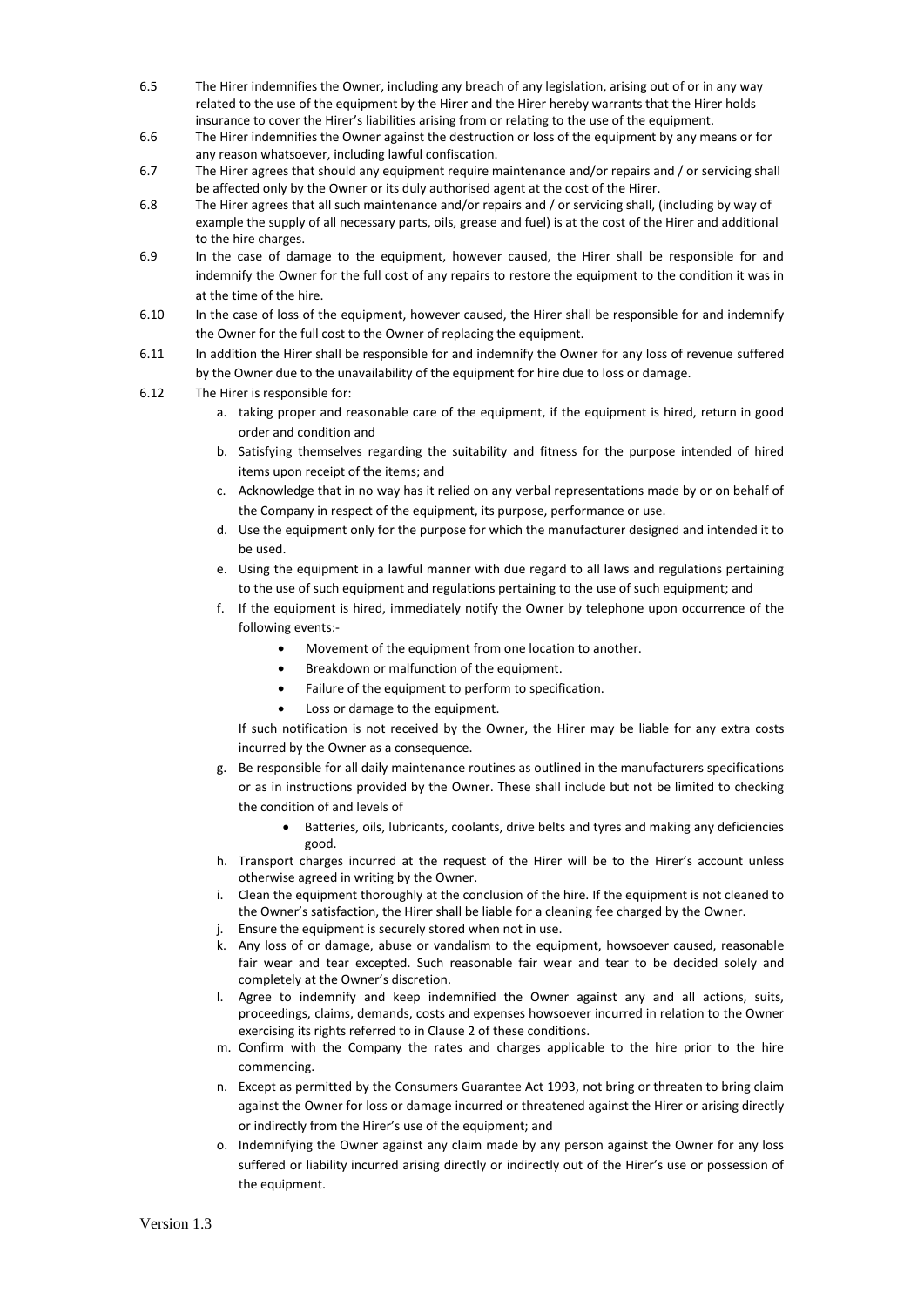6.5 The Hirer indemnifies the Owner, including any breach of any legislation, arising out of or in any way related to the use of the equipment by the Hirer and the Hirer hereby warrants that the Hirer holds insurance to cover the Hirer's liabilities arising from or relating to the use of the equipment.

6.6 The Hirer indemnifies the Owner against the destruction or loss of the equipment by any means or for any reason whatsoever, including lawful confiscation.

6.7 The Hirer agrees that should any equipment require maintenance and/or repairs and / or servicing shall be affected only by the Owner or its duly authorised agent at the cost of the Hirer.

6.8 The Hirer agrees that all such maintenance and/or repairs and / or servicing shall, (including by way of example the supply of all necessary parts, oils, grease and fuel) is at the cost of the Hirer and additional to the hire charges.

6.9 In the case of damage to the equipment, however caused, the Hirer shall be responsible for and indemnify the Owner for the full cost of any repairs to restore the equipment to the condition it was in at the time of the hire.

6.10 In the case of loss of the equipment, however caused, the Hirer shall be responsible for and indemnify the Owner for the full cost to the Owner of replacing the equipment.

6.11 In addition the Hirer shall be responsible for and indemnify the Owner for any loss of revenue suffered by the Owner due to the unavailability of the equipment for hire due to loss or damage.

6.12 The Hirer is responsible for:

a. taking proper and reasonable care of the equipment, if the equipment is hired, return in good order and condition and

b. Satisfying themselves regarding the suitability and fitness for the purpose intended of hired items upon receipt of the items; and

c. Acknowledge that in no way has it relied on any verbal representations made by or on behalf of the Company in respect of the equipment, its purpose, performance or use.

d. Use the equipment only for the purpose for which the manufacturer designed and intended it to be used.

e. Using the equipment in a lawful manner with due regard to all laws and regulations pertaining to the use of such equipment and regulations pertaining to the use of such equipment; and

f. If the equipment is hired, immediately notify the Owner by telephone upon occurrence of the following events:-

- Movement of the equipment from one location to another.
- Breakdown or malfunction of the equipment.
- Failure of the equipment to perform to specification.
- Loss or damage to the equipment.

If such notification is not received by the Owner, the Hirer may be liable for any extra costs incurred by the Owner as a consequence.

g. Be responsible for all daily maintenance routines as outlined in the manufacturers specifications or as in instructions provided by the Owner. These shall include but not be limited to checking the condition of and levels of

- Batteries, oils, lubricants, coolants, drive belts and tyres and making any deficiencies good.

h. Transport charges incurred at the request of the Hirer will be to the Hirer's account unless otherwise agreed in writing by the Owner.

i. Clean the equipment thoroughly at the conclusion of the hire. If the equipment is not cleaned to the Owner's satisfaction, the Hirer shall be liable for a cleaning fee charged by the Owner.

j. Ensure the equipment is securely stored when not in use.

k. Any loss of or damage, abuse or vandalism to the equipment, howsoever caused, reasonable fair wear and tear excepted. Such reasonable fair wear and tear to be decided solely and completely at the Owner's discretion.

l. Agree to indemnify and keep indemnified the Owner against any and all actions, suits, proceedings, claims, demands, costs and expenses howsoever incurred in relation to the Owner exercising its rights referred to in Clause 2 of these conditions.

m. Confirm with the Company the rates and charges applicable to the hire prior to the hire commencing.

n. Except as permitted by the Consumers Guarantee Act 1993, not bring or threaten to bring claim against the Owner for loss or damage incurred or threatened against the Hirer or arising directly or indirectly from the Hirer's use of the equipment; and

o. Indemnifying the Owner against any claim made by any person against the Owner for any loss suffered or liability incurred arising directly or indirectly out of the Hirer's use or possession of the equipment.

Version 1.3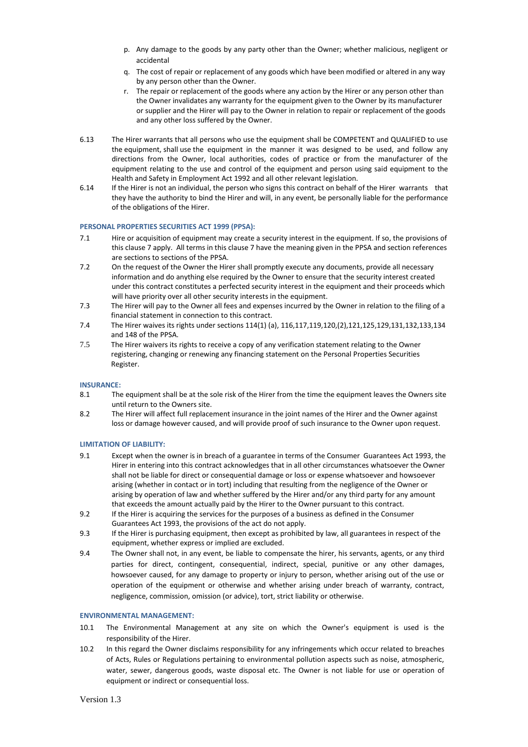p. Any damage to the goods by any party other than the Owner; whether malicious, negligent or accidental
q. The cost of repair or replacement of any goods which have been modified or altered in any way by any person other than the Owner.
r. The repair or replacement of the goods where any action by the Hirer or any person other than the Owner invalidates any warranty for the equipment given to the Owner by its manufacturer or supplier and the Hirer will pay to the Owner in relation to repair or replacement of the goods and any other loss suffered by the Owner.

6.13 The Hirer warrants that all persons who use the equipment shall be COMPETENT and QUALIFIED to use the equipment, shall use the equipment in the manner it was designed to be used, and follow any directions from the Owner, local authorities, codes of practice or from the manufacturer of the equipment relating to the use and control of the equipment and person using said equipment to the Health and Safety in Employment Act 1992 and all other relevant legislation.

6.14 If the Hirer is not an individual, the person who signs this contract on behalf of the Hirer warrants that they have the authority to bind the Hirer and will, in any event, be personally liable for the performance of the obligations of the Hirer.

**PERSONAL PROPERTIES SECURITIES ACT 1999 (PPSA):**

7.1 Hire or acquisition of equipment may create a security interest in the equipment. If so, the provisions of this clause 7 apply. All terms in this clause 7 have the meaning given in the PPSA and section references are sections to sections of the PPSA.

7.2 On the request of the Owner the Hirer shall promptly execute any documents, provide all necessary information and do anything else required by the Owner to ensure that the security interest created under this contract constitutes a perfected security interest in the equipment and their proceeds which will have priority over all other security interests in the equipment.

7.3 The Hirer will pay to the Owner all fees and expenses incurred by the Owner in relation to the filing of a financial statement in connection to this contract.

7.4 The Hirer waives its rights under sections 114(1) (a), 116,117,119,120,(2),121,125,129,131,132,133,134 and 148 of the PPSA.

7.5 The Hirer waivers its rights to receive a copy of any verification statement relating to the Owner registering, changing or renewing any financing statement on the Personal Properties Securities Register.

**INSURANCE:**

8.1 The equipment shall be at the sole risk of the Hirer from the time the equipment leaves the Owners site until return to the Owners site.

8.2 The Hirer will affect full replacement insurance in the joint names of the Hirer and the Owner against loss or damage however caused, and will provide proof of such insurance to the Owner upon request.

**LIMITATION OF LIABILITY:**

9.1 Except when the owner is in breach of a guarantee in terms of the Consumer Guarantees Act 1993, the Hirer in entering into this contract acknowledges that in all other circumstances whatsoever the Owner shall not be liable for direct or consequential damage or loss or expense whatsoever and howsoever arising (whether in contact or in tort) including that resulting from the negligence of the Owner or arising by operation of law and whether suffered by the Hirer and/or any third party for any amount that exceeds the amount actually paid by the Hirer to the Owner pursuant to this contract.

9.2 If the Hirer is acquiring the services for the purposes of a business as defined in the Consumer Guarantees Act 1993, the provisions of the act do not apply.

9.3 If the Hirer is purchasing equipment, then except as prohibited by law, all guarantees in respect of the equipment, whether express or implied are excluded.

9.4 The Owner shall not, in any event, be liable to compensate the hirer, his servants, agents, or any third parties for direct, contingent, consequential, indirect, special, punitive or any other damages, howsoever caused, for any damage to property or injury to person, whether arising out of the use or operation of the equipment or otherwise and whether arising under breach of warranty, contract, negligence, commission, omission (or advice), tort, strict liability or otherwise.

**ENVIRONMENTAL MANAGEMENT:**

10.1 The Environmental Management at any site on which the Owner's equipment is used is the responsibility of the Hirer.

10.2 In this regard the Owner disclaims responsibility for any infringements which occur related to breaches of Acts, Rules or Regulations pertaining to environmental pollution aspects such as noise, atmospheric, water, sewer, dangerous goods, waste disposal etc. The Owner is not liable for use or operation of equipment or indirect or consequential loss.

Version 1.3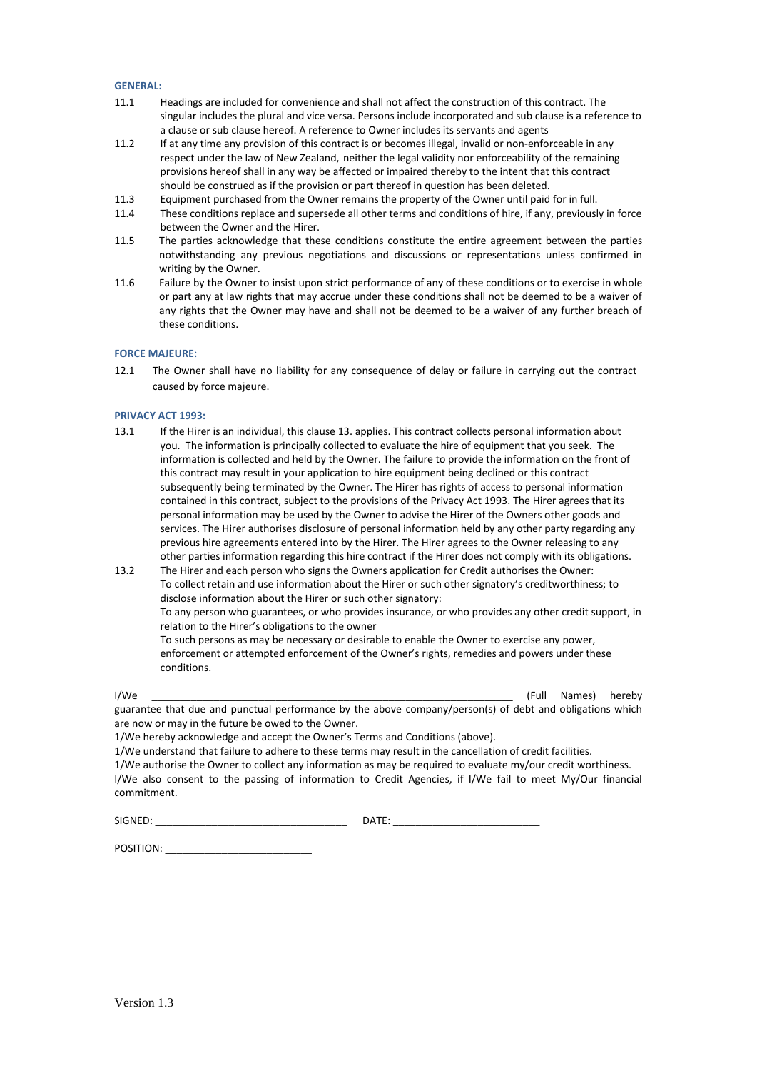**GENERAL:**

11.1 Headings are included for convenience and shall not affect the construction of this contract. The singular includes the plural and vice versa. Persons include incorporated and sub clause is a reference to a clause or sub clause hereof. A reference to Owner includes its servants and agents

11.2 If at any time any provision of this contract is or becomes illegal, invalid or non-enforceable in any respect under the law of New Zealand, neither the legal validity nor enforceability of the remaining provisions hereof shall in any way be affected or impaired thereby to the intent that this contract should be construed as if the provision or part thereof in question has been deleted.

11.3 Equipment purchased from the Owner remains the property of the Owner until paid for in full.

11.4 These conditions replace and supersede all other terms and conditions of hire, if any, previously in force between the Owner and the Hirer.

11.5 The parties acknowledge that these conditions constitute the entire agreement between the parties notwithstanding any previous negotiations and discussions or representations unless confirmed in writing by the Owner.

11.6 Failure by the Owner to insist upon strict performance of any of these conditions or to exercise in whole or part any at law rights that may accrue under these conditions shall not be deemed to be a waiver of any rights that the Owner may have and shall not be deemed to be a waiver of any further breach of these conditions.

**FORCE MAJEURE:**

12.1 The Owner shall have no liability for any consequence of delay or failure in carrying out the contract caused by force majeure.

**PRIVACY ACT 1993:**

13.1 If the Hirer is an individual, this clause 13. applies. This contract collects personal information about you. The information is principally collected to evaluate the hire of equipment that you seek. The information is collected and held by the Owner. The failure to provide the information on the front of this contract may result in your application to hire equipment being declined or this contract subsequently being terminated by the Owner. The Hirer has rights of access to personal information contained in this contract, subject to the provisions of the Privacy Act 1993. The Hirer agrees that its personal information may be used by the Owner to advise the Hirer of the Owners other goods and services. The Hirer authorises disclosure of personal information held by any other party regarding any previous hire agreements entered into by the Hirer. The Hirer agrees to the Owner releasing to any other parties information regarding this hire contract if the Hirer does not comply with its obligations.

13.2 The Hirer and each person who signs the Owners application for Credit authorises the Owner:
To collect retain and use information about the Hirer or such other signatory's creditworthiness; to disclose information about the Hirer or such other signatory:
To any person who guarantees, or who provides insurance, or who provides any other credit support, in relation to the Hirer's obligations to the owner
To such persons as may be necessary or desirable to enable the Owner to exercise any power, enforcement or attempted enforcement of the Owner's rights, remedies and powers under these conditions.

I/We ___________________________________________________________________ (Full Names) hereby guarantee that due and punctual performance by the above company/person(s) of debt and obligations which are now or may in the future be owed to the Owner.

1/We hereby acknowledge and accept the Owner's Terms and Conditions (above).

1/We understand that failure to adhere to these terms may result in the cancellation of credit facilities.

1/We authorise the Owner to collect any information as may be required to evaluate my/our credit worthiness.

I/We also consent to the passing of information to Credit Agencies, if I/We fail to meet My/Our financial commitment.

SIGNED: ___________________________________ DATE: __________________________

POSITION: __________________________

Version 1.3